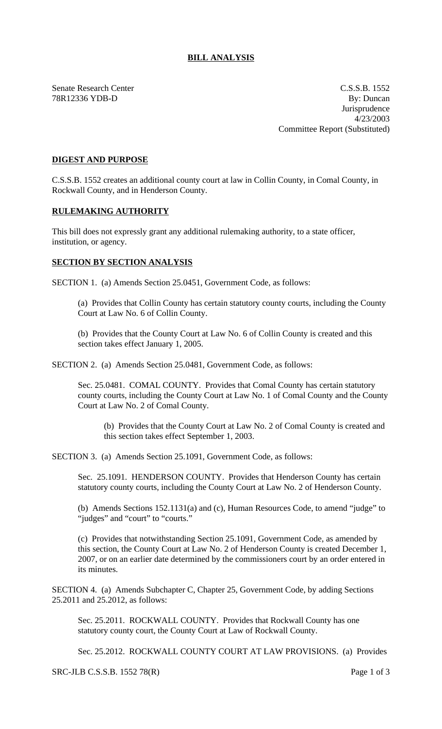# BILL ANALYSIS

Senate Research Center
78R12336 YDB-D

C.S.S.B. 1552
By: Duncan
Jurisprudence
4/23/2003
Committee Report (Substituted)

## DIGEST AND PURPOSE

C.S.S.B. 1552 creates an additional county court at law in Collin County, in Comal County, in Rockwall County, and in Henderson County.

## RULEMAKING AUTHORITY

This bill does not expressly grant any additional rulemaking authority, to a state officer, institution, or agency.

## SECTION BY SECTION ANALYSIS

SECTION 1. (a) Amends Section 25.0451, Government Code, as follows:

(a) Provides that Collin County has certain statutory county courts, including the County Court at Law No. 6 of Collin County.

(b) Provides that the County Court at Law No. 6 of Collin County is created and this section takes effect January 1, 2005.

SECTION 2. (a) Amends Section 25.0481, Government Code, as follows:

Sec. 25.0481. COMAL COUNTY. Provides that Comal County has certain statutory county courts, including the County Court at Law No. 1 of Comal County and the County Court at Law No. 2 of Comal County.

(b) Provides that the County Court at Law No. 2 of Comal County is created and this section takes effect September 1, 2003.

SECTION 3. (a) Amends Section 25.1091, Government Code, as follows:

Sec. 25.1091. HENDERSON COUNTY. Provides that Henderson County has certain statutory county courts, including the County Court at Law No. 2 of Henderson County.

(b) Amends Sections 152.1131(a) and (c), Human Resources Code, to amend "judge" to "judges" and "court" to "courts."

(c) Provides that notwithstanding Section 25.1091, Government Code, as amended by this section, the County Court at Law No. 2 of Henderson County is created December 1, 2007, or on an earlier date determined by the commissioners court by an order entered in its minutes.

SECTION 4. (a) Amends Subchapter C, Chapter 25, Government Code, by adding Sections 25.2011 and 25.2012, as follows:

Sec. 25.2011. ROCKWALL COUNTY. Provides that Rockwall County has one statutory county court, the County Court at Law of Rockwall County.

Sec. 25.2012. ROCKWALL COUNTY COURT AT LAW PROVISIONS. (a) Provides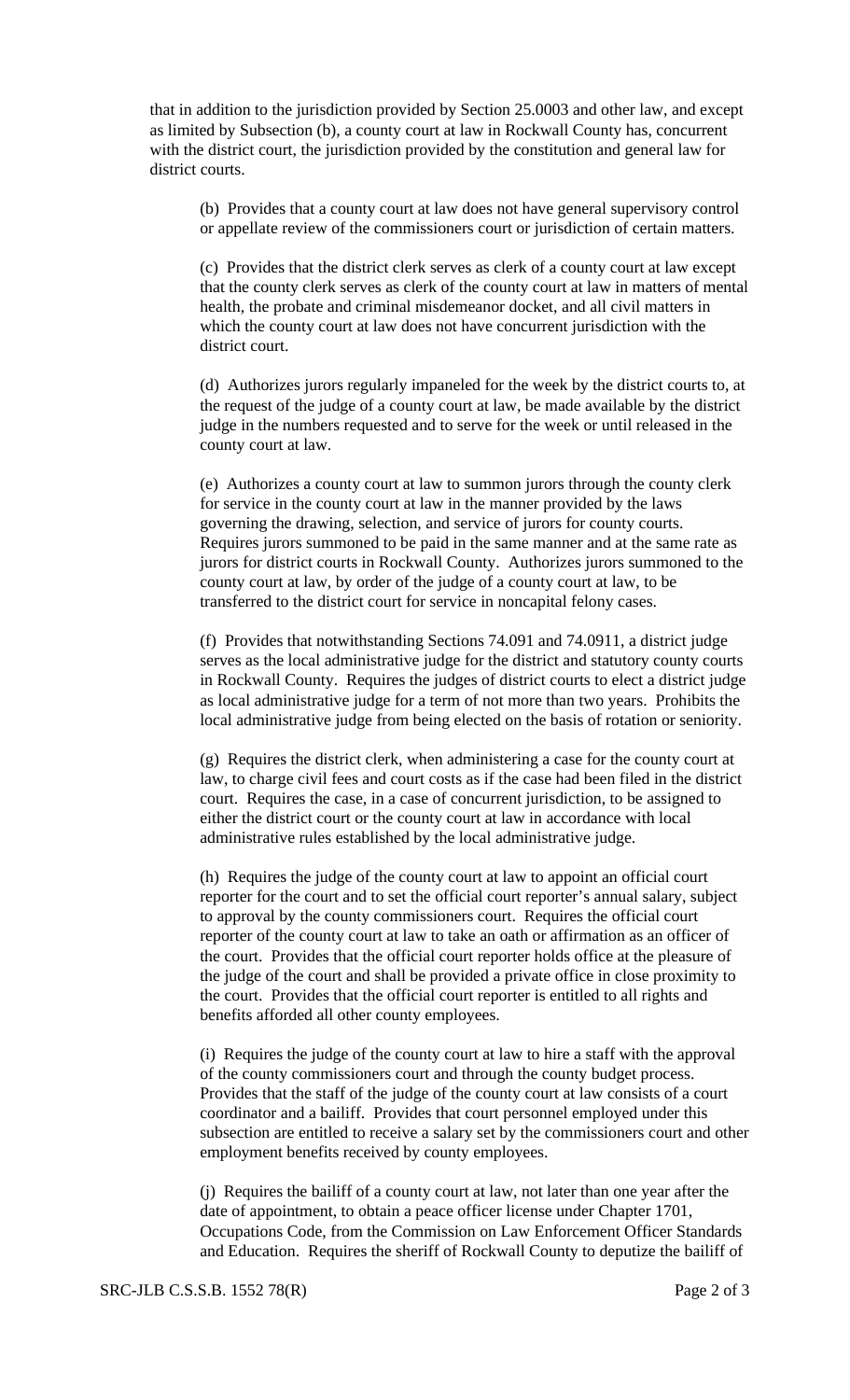that in addition to the jurisdiction provided by Section 25.0003 and other law, and except as limited by Subsection (b), a county court at law in Rockwall County has, concurrent with the district court, the jurisdiction provided by the constitution and general law for district courts.

(b) Provides that a county court at law does not have general supervisory control or appellate review of the commissioners court or jurisdiction of certain matters.

(c) Provides that the district clerk serves as clerk of a county court at law except that the county clerk serves as clerk of the county court at law in matters of mental health, the probate and criminal misdemeanor docket, and all civil matters in which the county court at law does not have concurrent jurisdiction with the district court.

(d) Authorizes jurors regularly impaneled for the week by the district courts to, at the request of the judge of a county court at law, be made available by the district judge in the numbers requested and to serve for the week or until released in the county court at law.

(e) Authorizes a county court at law to summon jurors through the county clerk for service in the county court at law in the manner provided by the laws governing the drawing, selection, and service of jurors for county courts. Requires jurors summoned to be paid in the same manner and at the same rate as jurors for district courts in Rockwall County. Authorizes jurors summoned to the county court at law, by order of the judge of a county court at law, to be transferred to the district court for service in noncapital felony cases.

(f) Provides that notwithstanding Sections 74.091 and 74.0911, a district judge serves as the local administrative judge for the district and statutory county courts in Rockwall County. Requires the judges of district courts to elect a district judge as local administrative judge for a term of not more than two years. Prohibits the local administrative judge from being elected on the basis of rotation or seniority.

(g) Requires the district clerk, when administering a case for the county court at law, to charge civil fees and court costs as if the case had been filed in the district court. Requires the case, in a case of concurrent jurisdiction, to be assigned to either the district court or the county court at law in accordance with local administrative rules established by the local administrative judge.

(h) Requires the judge of the county court at law to appoint an official court reporter for the court and to set the official court reporter's annual salary, subject to approval by the county commissioners court. Requires the official court reporter of the county court at law to take an oath or affirmation as an officer of the court. Provides that the official court reporter holds office at the pleasure of the judge of the court and shall be provided a private office in close proximity to the court. Provides that the official court reporter is entitled to all rights and benefits afforded all other county employees.

(i) Requires the judge of the county court at law to hire a staff with the approval of the county commissioners court and through the county budget process. Provides that the staff of the judge of the county court at law consists of a court coordinator and a bailiff. Provides that court personnel employed under this subsection are entitled to receive a salary set by the commissioners court and other employment benefits received by county employees.

(j) Requires the bailiff of a county court at law, not later than one year after the date of appointment, to obtain a peace officer license under Chapter 1701, Occupations Code, from the Commission on Law Enforcement Officer Standards and Education. Requires the sheriff of Rockwall County to deputize the bailiff of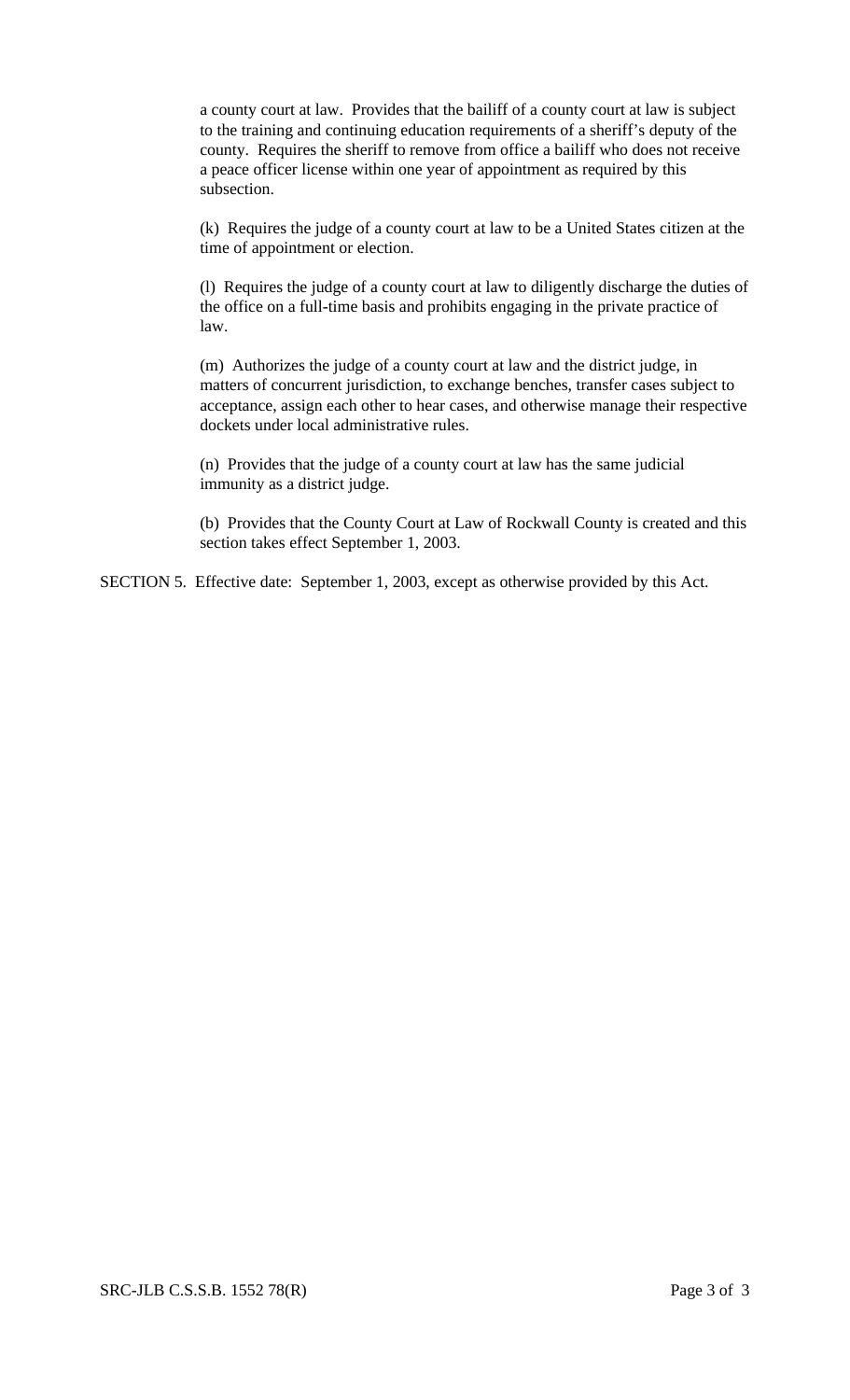a county court at law. Provides that the bailiff of a county court at law is subject to the training and continuing education requirements of a sheriff's deputy of the county. Requires the sheriff to remove from office a bailiff who does not receive a peace officer license within one year of appointment as required by this subsection.

(k) Requires the judge of a county court at law to be a United States citizen at the time of appointment or election.

(l) Requires the judge of a county court at law to diligently discharge the duties of the office on a full-time basis and prohibits engaging in the private practice of law.

(m) Authorizes the judge of a county court at law and the district judge, in matters of concurrent jurisdiction, to exchange benches, transfer cases subject to acceptance, assign each other to hear cases, and otherwise manage their respective dockets under local administrative rules.

(n) Provides that the judge of a county court at law has the same judicial immunity as a district judge.

(b) Provides that the County Court at Law of Rockwall County is created and this section takes effect September 1, 2003.

SECTION 5. Effective date: September 1, 2003, except as otherwise provided by this Act.